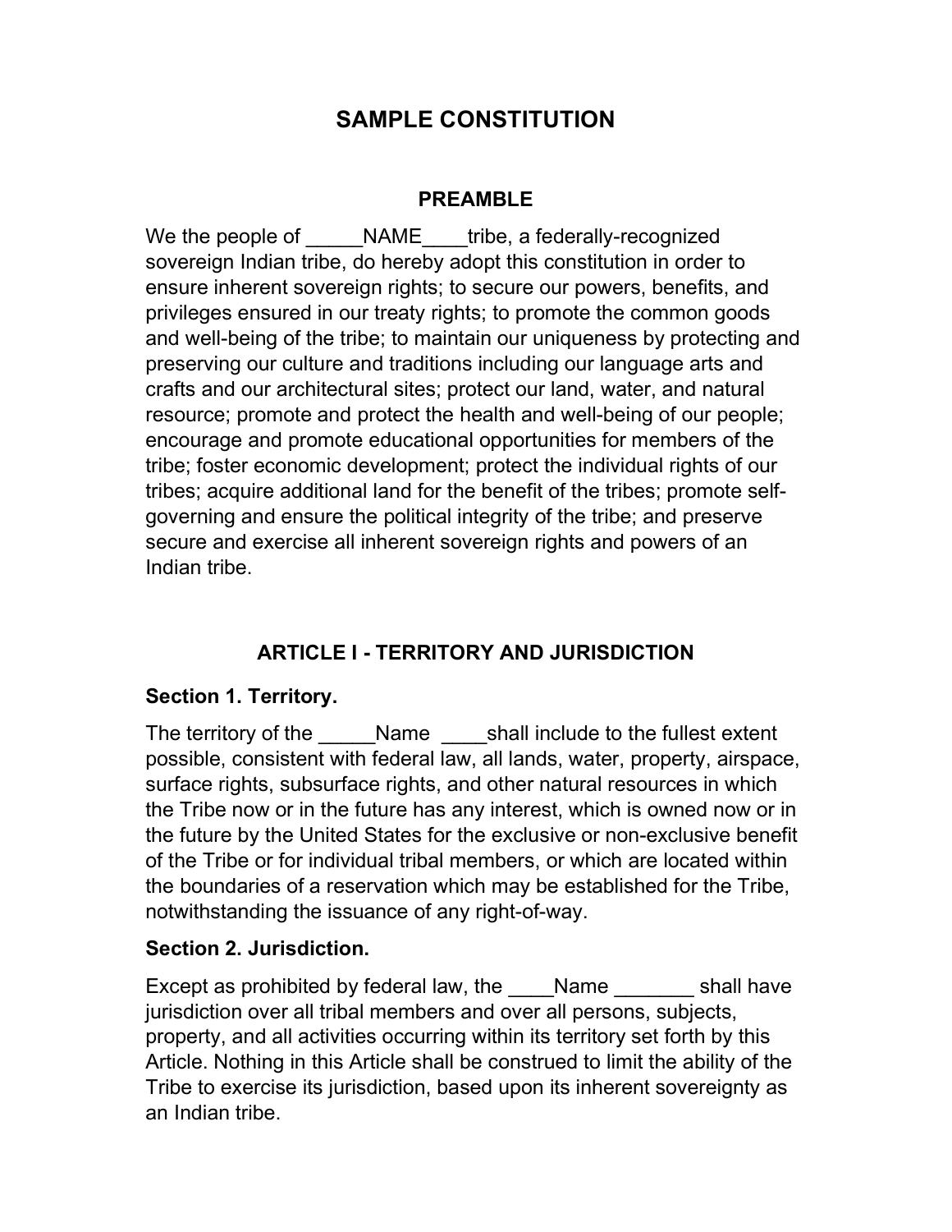# SAMPLE CONSTITUTION

## PREAMBLE

We the people of _____NAME____tribe, a federally-recognized sovereign Indian tribe, do hereby adopt this constitution in order to ensure inherent sovereign rights; to secure our powers, benefits, and privileges ensured in our treaty rights; to promote the common goods and well-being of the tribe; to maintain our uniqueness by protecting and preserving our culture and traditions including our language arts and crafts and our architectural sites; protect our land, water, and natural resource; promote and protect the health and well-being of our people; encourage and promote educational opportunities for members of the tribe; foster economic development; protect the individual rights of our tribes; acquire additional land for the benefit of the tribes; promote self-governing and ensure the political integrity of the tribe; and preserve secure and exercise all inherent sovereign rights and powers of an Indian tribe.

## ARTICLE I - TERRITORY AND JURISDICTION

### Section 1. Territory.

The territory of the _____Name ____shall include to the fullest extent possible, consistent with federal law, all lands, water, property, airspace, surface rights, subsurface rights, and other natural resources in which the Tribe now or in the future has any interest, which is owned now or in the future by the United States for the exclusive or non-exclusive benefit of the Tribe or for individual tribal members, or which are located within the boundaries of a reservation which may be established for the Tribe, notwithstanding the issuance of any right-of-way.

### Section 2. Jurisdiction.

Except as prohibited by federal law, the ____Name _______ shall have jurisdiction over all tribal members and over all persons, subjects, property, and all activities occurring within its territory set forth by this Article. Nothing in this Article shall be construed to limit the ability of the Tribe to exercise its jurisdiction, based upon its inherent sovereignty as an Indian tribe.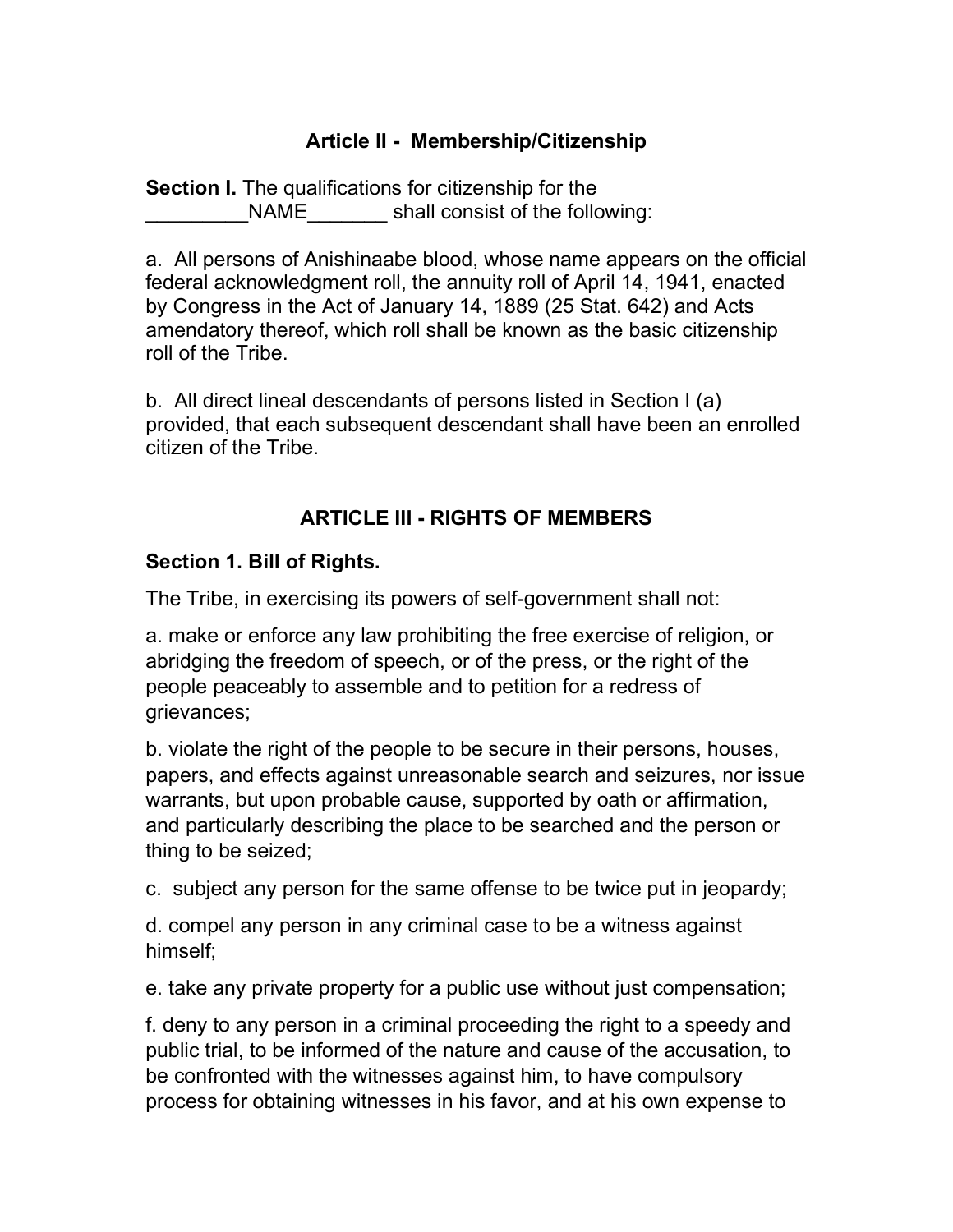## Article II - Membership/Citizenship

**Section I.** The qualifications for citizenship for the _________NAME_______ shall consist of the following:

a. All persons of Anishinaabe blood, whose name appears on the official federal acknowledgment roll, the annuity roll of April 14, 1941, enacted by Congress in the Act of January 14, 1889 (25 Stat. 642) and Acts amendatory thereof, which roll shall be known as the basic citizenship roll of the Tribe.

b. All direct lineal descendants of persons listed in Section I (a) provided, that each subsequent descendant shall have been an enrolled citizen of the Tribe.

## ARTICLE III - RIGHTS OF MEMBERS

### Section 1. Bill of Rights.

The Tribe, in exercising its powers of self-government shall not:

a. make or enforce any law prohibiting the free exercise of religion, or abridging the freedom of speech, or of the press, or the right of the people peaceably to assemble and to petition for a redress of grievances;

b. violate the right of the people to be secure in their persons, houses, papers, and effects against unreasonable search and seizures, nor issue warrants, but upon probable cause, supported by oath or affirmation, and particularly describing the place to be searched and the person or thing to be seized;

c. subject any person for the same offense to be twice put in jeopardy;

d. compel any person in any criminal case to be a witness against himself;

e. take any private property for a public use without just compensation;

f. deny to any person in a criminal proceeding the right to a speedy and public trial, to be informed of the nature and cause of the accusation, to be confronted with the witnesses against him, to have compulsory process for obtaining witnesses in his favor, and at his own expense to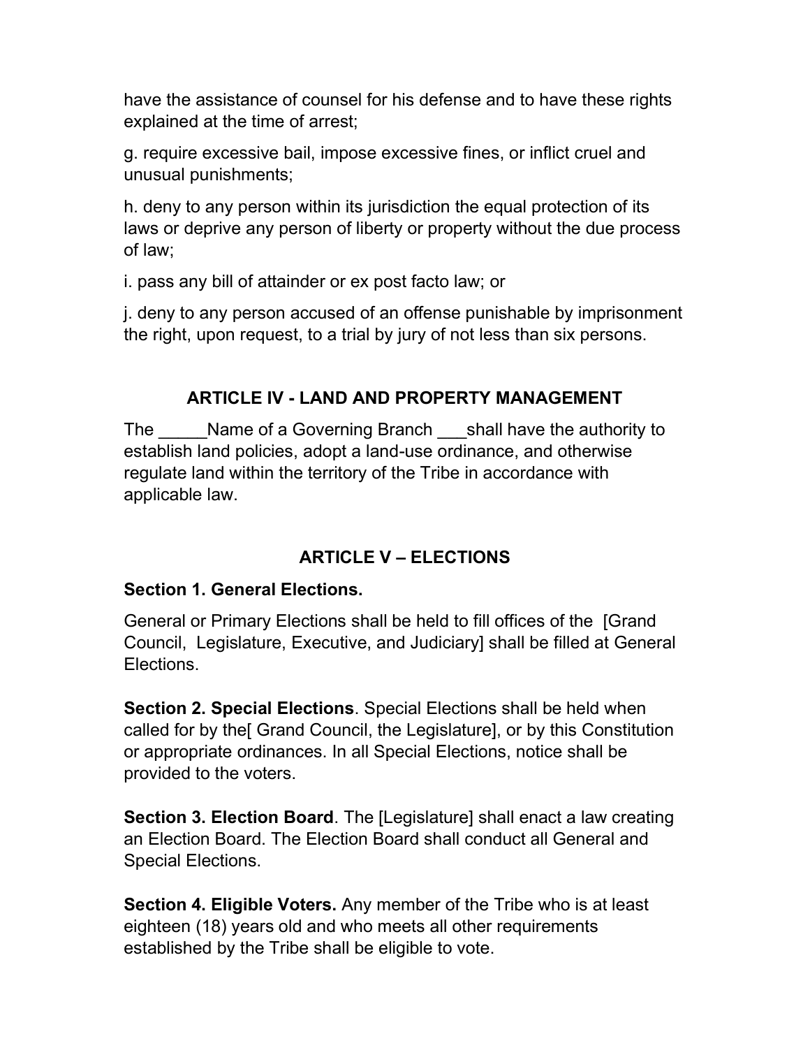have the assistance of counsel for his defense and to have these rights explained at the time of arrest;

g. require excessive bail, impose excessive fines, or inflict cruel and unusual punishments;

h. deny to any person within its jurisdiction the equal protection of its laws or deprive any person of liberty or property without the due process of law;

i. pass any bill of attainder or ex post facto law; or

j. deny to any person accused of an offense punishable by imprisonment the right, upon request, to a trial by jury of not less than six persons.

## ARTICLE IV - LAND AND PROPERTY MANAGEMENT

The _____Name of a Governing Branch ___shall have the authority to establish land policies, adopt a land-use ordinance, and otherwise regulate land within the territory of the Tribe in accordance with applicable law.

## ARTICLE V – ELECTIONS

**Section 1. General Elections.**

General or Primary Elections shall be held to fill offices of the [Grand Council, Legislature, Executive, and Judiciary] shall be filled at General Elections.

**Section 2. Special Elections**. Special Elections shall be held when called for by the[ Grand Council, the Legislature], or by this Constitution or appropriate ordinances. In all Special Elections, notice shall be provided to the voters.

**Section 3. Election Board**. The [Legislature] shall enact a law creating an Election Board. The Election Board shall conduct all General and Special Elections.

**Section 4. Eligible Voters.** Any member of the Tribe who is at least eighteen (18) years old and who meets all other requirements established by the Tribe shall be eligible to vote.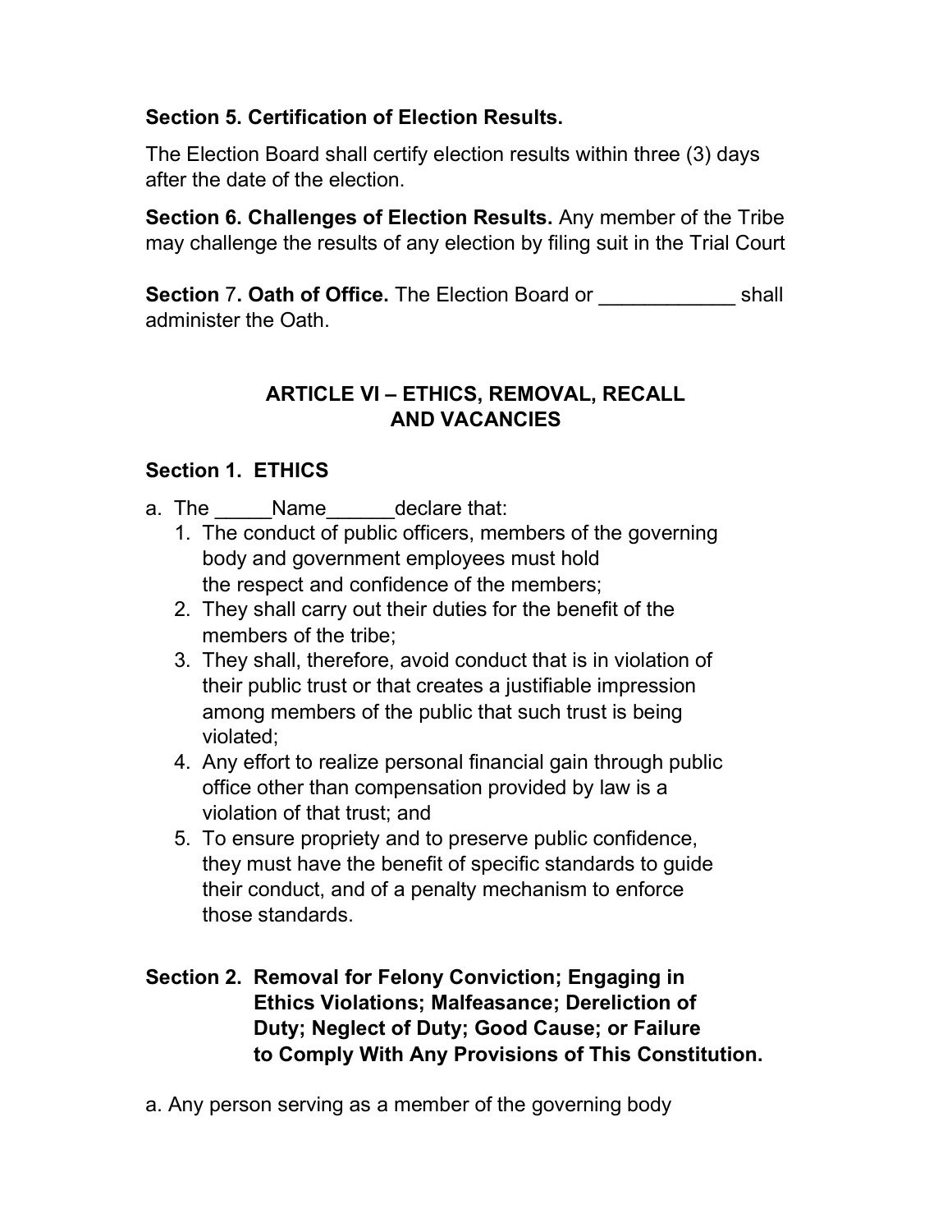**Section 5. Certification of Election Results.**

The Election Board shall certify election results within three (3) days after the date of the election.

**Section 6. Challenges of Election Results.** Any member of the Tribe may challenge the results of any election by filing suit in the Trial Court

**Section** 7**. Oath of Office.** The Election Board or ____________ shall administer the Oath.

## ARTICLE VI – ETHICS, REMOVAL, RECALL AND VACANCIES

### Section 1. ETHICS

a. The _____Name______declare that:
   1. The conduct of public officers, members of the governing body and government employees must hold the respect and confidence of the members;
   2. They shall carry out their duties for the benefit of the members of the tribe;
   3. They shall, therefore, avoid conduct that is in violation of their public trust or that creates a justifiable impression among members of the public that such trust is being violated;
   4. Any effort to realize personal financial gain through public office other than compensation provided by law is a violation of that trust; and
   5. To ensure propriety and to preserve public confidence, they must have the benefit of specific standards to guide their conduct, and of a penalty mechanism to enforce those standards.

### Section 2. Removal for Felony Conviction; Engaging in Ethics Violations; Malfeasance; Dereliction of Duty; Neglect of Duty; Good Cause; or Failure to Comply With Any Provisions of This Constitution.

a. Any person serving as a member of the governing body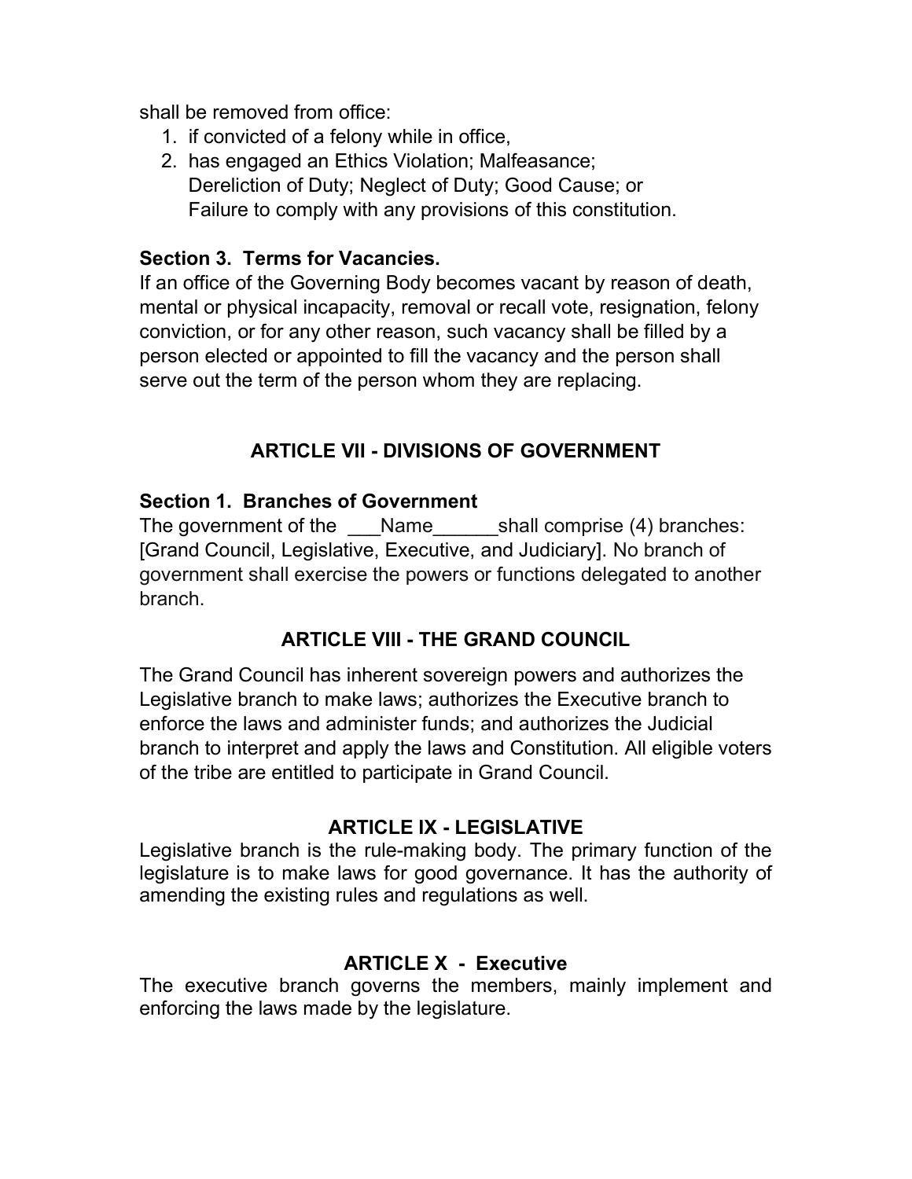shall be removed from office:

1. if convicted of a felony while in office,
2. has engaged an Ethics Violation; Malfeasance; Dereliction of Duty; Neglect of Duty; Good Cause; or Failure to comply with any provisions of this constitution.

**Section 3. Terms for Vacancies.**

If an office of the Governing Body becomes vacant by reason of death, mental or physical incapacity, removal or recall vote, resignation, felony conviction, or for any other reason, such vacancy shall be filled by a person elected or appointed to fill the vacancy and the person shall serve out the term of the person whom they are replacing.

## ARTICLE VII - DIVISIONS OF GOVERNMENT

**Section 1. Branches of Government**

The government of the ___Name______shall comprise (4) branches: [Grand Council, Legislative, Executive, and Judiciary]. No branch of government shall exercise the powers or functions delegated to another branch.

## ARTICLE VIII - THE GRAND COUNCIL

The Grand Council has inherent sovereign powers and authorizes the Legislative branch to make laws; authorizes the Executive branch to enforce the laws and administer funds; and authorizes the Judicial branch to interpret and apply the laws and Constitution. All eligible voters of the tribe are entitled to participate in Grand Council.

## ARTICLE IX - LEGISLATIVE

Legislative branch is the rule-making body. The primary function of the legislature is to make laws for good governance. It has the authority of amending the existing rules and regulations as well.

## ARTICLE X - Executive

The executive branch governs the members, mainly implement and enforcing the laws made by the legislature.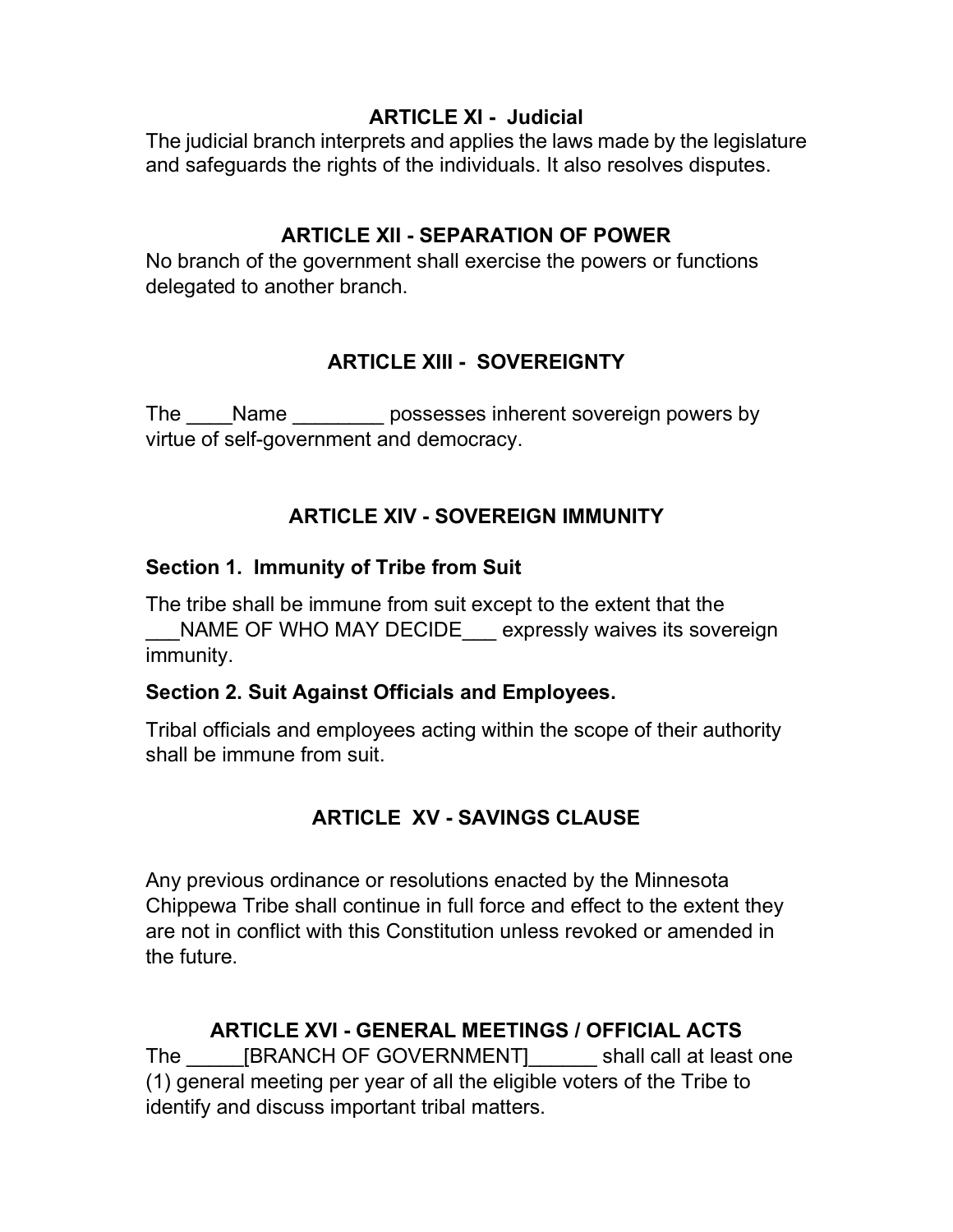## ARTICLE XI - Judicial

The judicial branch interprets and applies the laws made by the legislature and safeguards the rights of the individuals. It also resolves disputes.

## ARTICLE XII - SEPARATION OF POWER

No branch of the government shall exercise the powers or functions delegated to another branch.

## ARTICLE XIII - SOVEREIGNTY

The ____Name ________ possesses inherent sovereign powers by virtue of self-government and democracy.

## ARTICLE XIV - SOVEREIGN IMMUNITY

### Section 1. Immunity of Tribe from Suit

The tribe shall be immune from suit except to the extent that the ___NAME OF WHO MAY DECIDE___ expressly waives its sovereign immunity.

### Section 2. Suit Against Officials and Employees.

Tribal officials and employees acting within the scope of their authority shall be immune from suit.

## ARTICLE XV - SAVINGS CLAUSE

Any previous ordinance or resolutions enacted by the Minnesota Chippewa Tribe shall continue in full force and effect to the extent they are not in conflict with this Constitution unless revoked or amended in the future.

## ARTICLE XVI - GENERAL MEETINGS / OFFICIAL ACTS

The _____[BRANCH OF GOVERNMENT]______ shall call at least one (1) general meeting per year of all the eligible voters of the Tribe to identify and discuss important tribal matters.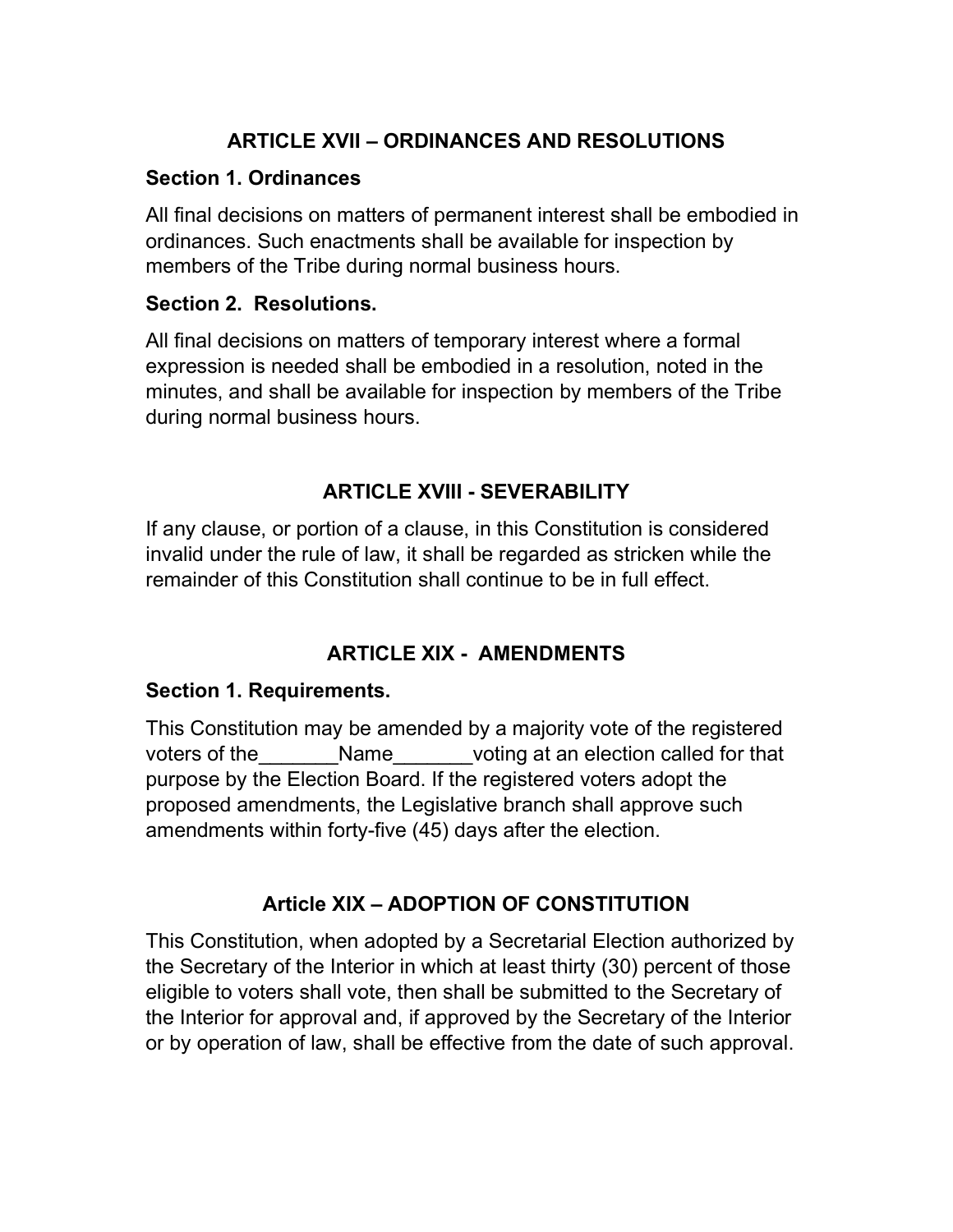## ARTICLE XVII – ORDINANCES AND RESOLUTIONS

### Section 1. Ordinances

All final decisions on matters of permanent interest shall be embodied in ordinances. Such enactments shall be available for inspection by members of the Tribe during normal business hours.

### Section 2. Resolutions.

All final decisions on matters of temporary interest where a formal expression is needed shall be embodied in a resolution, noted in the minutes, and shall be available for inspection by members of the Tribe during normal business hours.

## ARTICLE XVIII - SEVERABILITY

If any clause, or portion of a clause, in this Constitution is considered invalid under the rule of law, it shall be regarded as stricken while the remainder of this Constitution shall continue to be in full effect.

## ARTICLE XIX - AMENDMENTS

### Section 1. Requirements.

This Constitution may be amended by a majority vote of the registered voters of the_______Name_______voting at an election called for that purpose by the Election Board. If the registered voters adopt the proposed amendments, the Legislative branch shall approve such amendments within forty-five (45) days after the election.

## Article XIX – ADOPTION OF CONSTITUTION

This Constitution, when adopted by a Secretarial Election authorized by the Secretary of the Interior in which at least thirty (30) percent of those eligible to voters shall vote, then shall be submitted to the Secretary of the Interior for approval and, if approved by the Secretary of the Interior or by operation of law, shall be effective from the date of such approval.